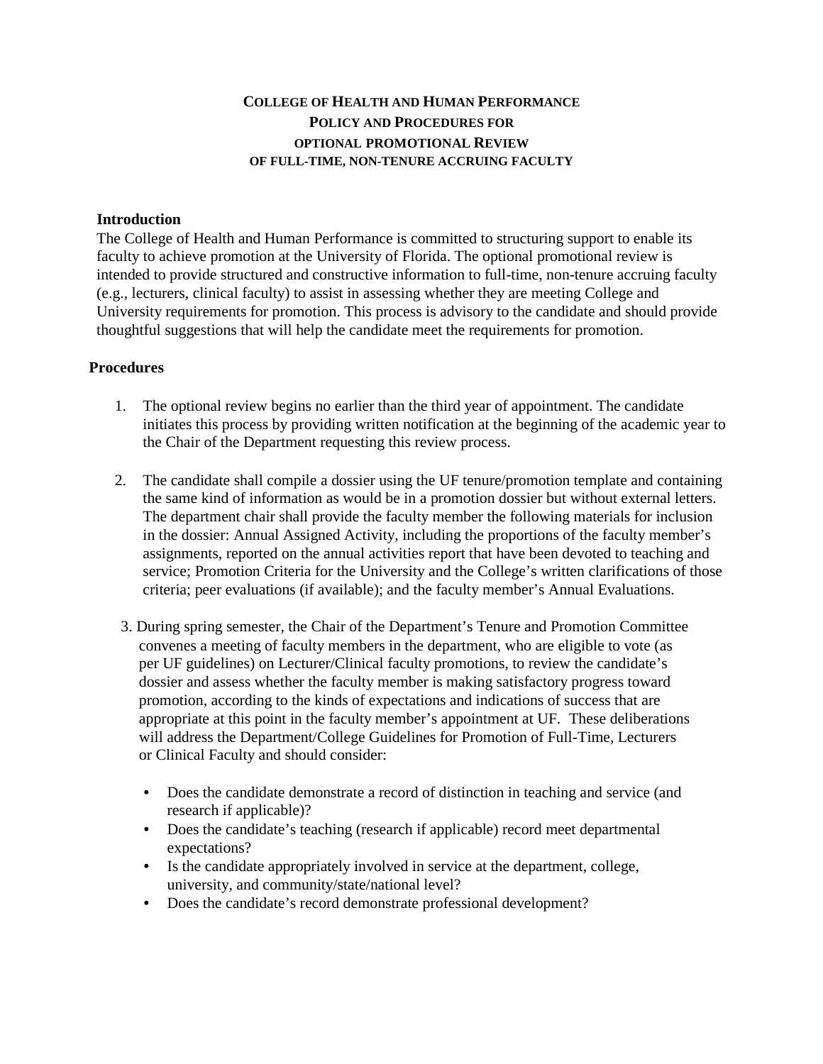# COLLEGE OF HEALTH AND HUMAN PERFORMANCE
# POLICY AND PROCEDURES FOR
# OPTIONAL PROMOTIONAL REVIEW
# OF FULL-TIME, NON-TENURE ACCRUING FACULTY

## Introduction

The College of Health and Human Performance is committed to structuring support to enable its faculty to achieve promotion at the University of Florida. The optional promotional review is intended to provide structured and constructive information to full-time, non-tenure accruing faculty (e.g., lecturers, clinical faculty) to assist in assessing whether they are meeting College and University requirements for promotion. This process is advisory to the candidate and should provide thoughtful suggestions that will help the candidate meet the requirements for promotion.

## Procedures

1. The optional review begins no earlier than the third year of appointment. The candidate initiates this process by providing written notification at the beginning of the academic year to the Chair of the Department requesting this review process.

2. The candidate shall compile a dossier using the UF tenure/promotion template and containing the same kind of information as would be in a promotion dossier but without external letters. The department chair shall provide the faculty member the following materials for inclusion in the dossier: Annual Assigned Activity, including the proportions of the faculty member's assignments, reported on the annual activities report that have been devoted to teaching and service; Promotion Criteria for the University and the College's written clarifications of those criteria; peer evaluations (if available); and the faculty member's Annual Evaluations.

3. During spring semester, the Chair of the Department's Tenure and Promotion Committee convenes a meeting of faculty members in the department, who are eligible to vote (as per UF guidelines) on Lecturer/Clinical faculty promotions, to review the candidate's dossier and assess whether the faculty member is making satisfactory progress toward promotion, according to the kinds of expectations and indications of success that are appropriate at this point in the faculty member's appointment at UF. These deliberations will address the Department/College Guidelines for Promotion of Full-Time, Lecturers or Clinical Faculty and should consider:

   - Does the candidate demonstrate a record of distinction in teaching and service (and research if applicable)?
   - Does the candidate's teaching (research if applicable) record meet departmental expectations?
   - Is the candidate appropriately involved in service at the department, college, university, and community/state/national level?
   - Does the candidate's record demonstrate professional development?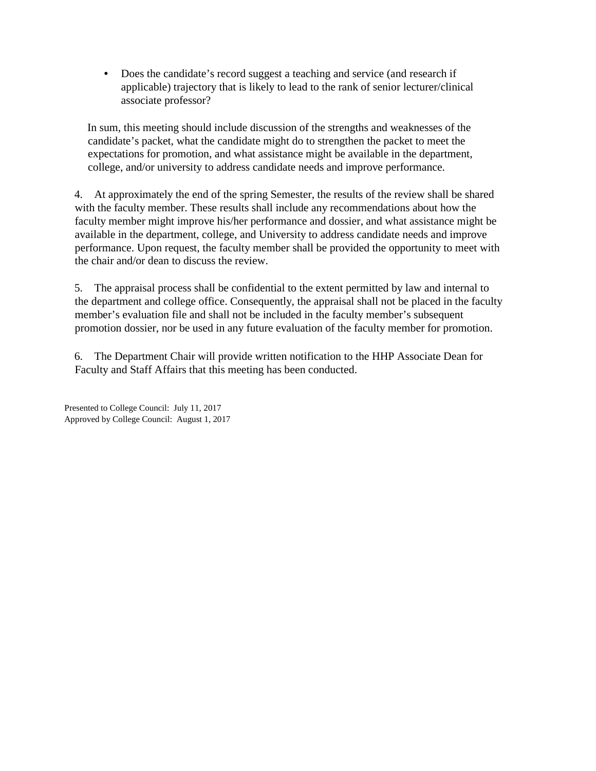- Does the candidate's record suggest a teaching and service (and research if applicable) trajectory that is likely to lead to the rank of senior lecturer/clinical associate professor?

In sum, this meeting should include discussion of the strengths and weaknesses of the candidate's packet, what the candidate might do to strengthen the packet to meet the expectations for promotion, and what assistance might be available in the department, college, and/or university to address candidate needs and improve performance.

4. At approximately the end of the spring Semester, the results of the review shall be shared with the faculty member. These results shall include any recommendations about how the faculty member might improve his/her performance and dossier, and what assistance might be available in the department, college, and University to address candidate needs and improve performance. Upon request, the faculty member shall be provided the opportunity to meet with the chair and/or dean to discuss the review.

5. The appraisal process shall be confidential to the extent permitted by law and internal to the department and college office. Consequently, the appraisal shall not be placed in the faculty member's evaluation file and shall not be included in the faculty member's subsequent promotion dossier, nor be used in any future evaluation of the faculty member for promotion.

6. The Department Chair will provide written notification to the HHP Associate Dean for Faculty and Staff Affairs that this meeting has been conducted.

Presented to College Council: July 11, 2017
Approved by College Council: August 1, 2017